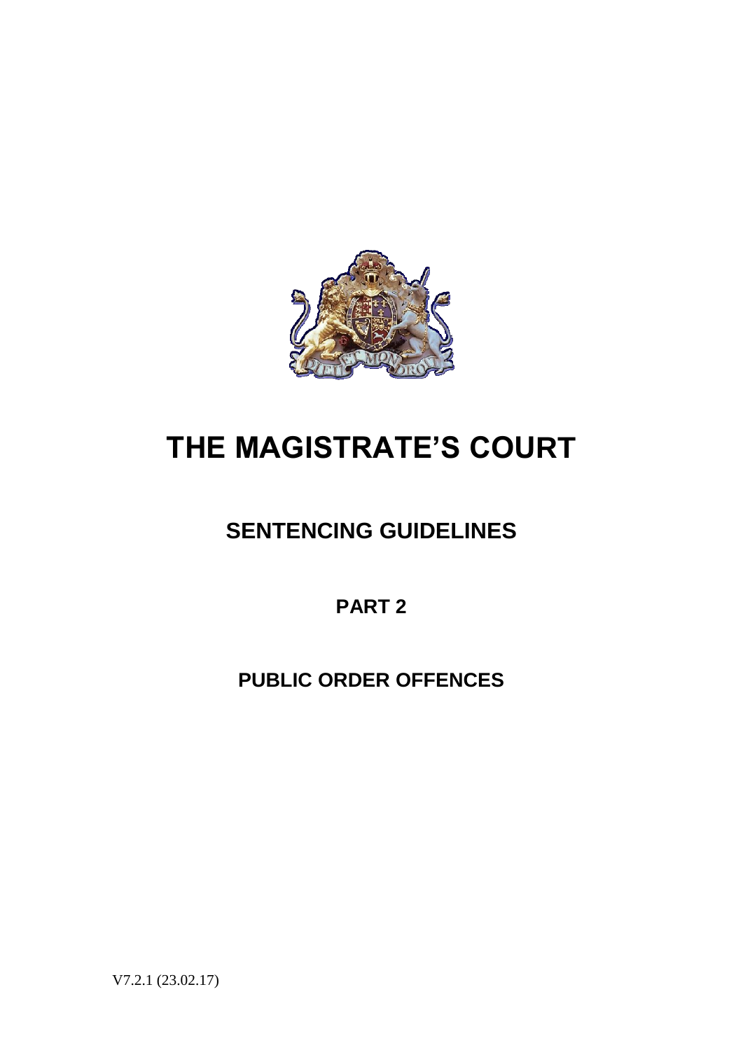# THE MAGISTRATE'S COURT

## SENTENCING GUIDELINES

### PART 2

### PUBLIC ORDER OFFENCES

V7.2.1 (23.02.17)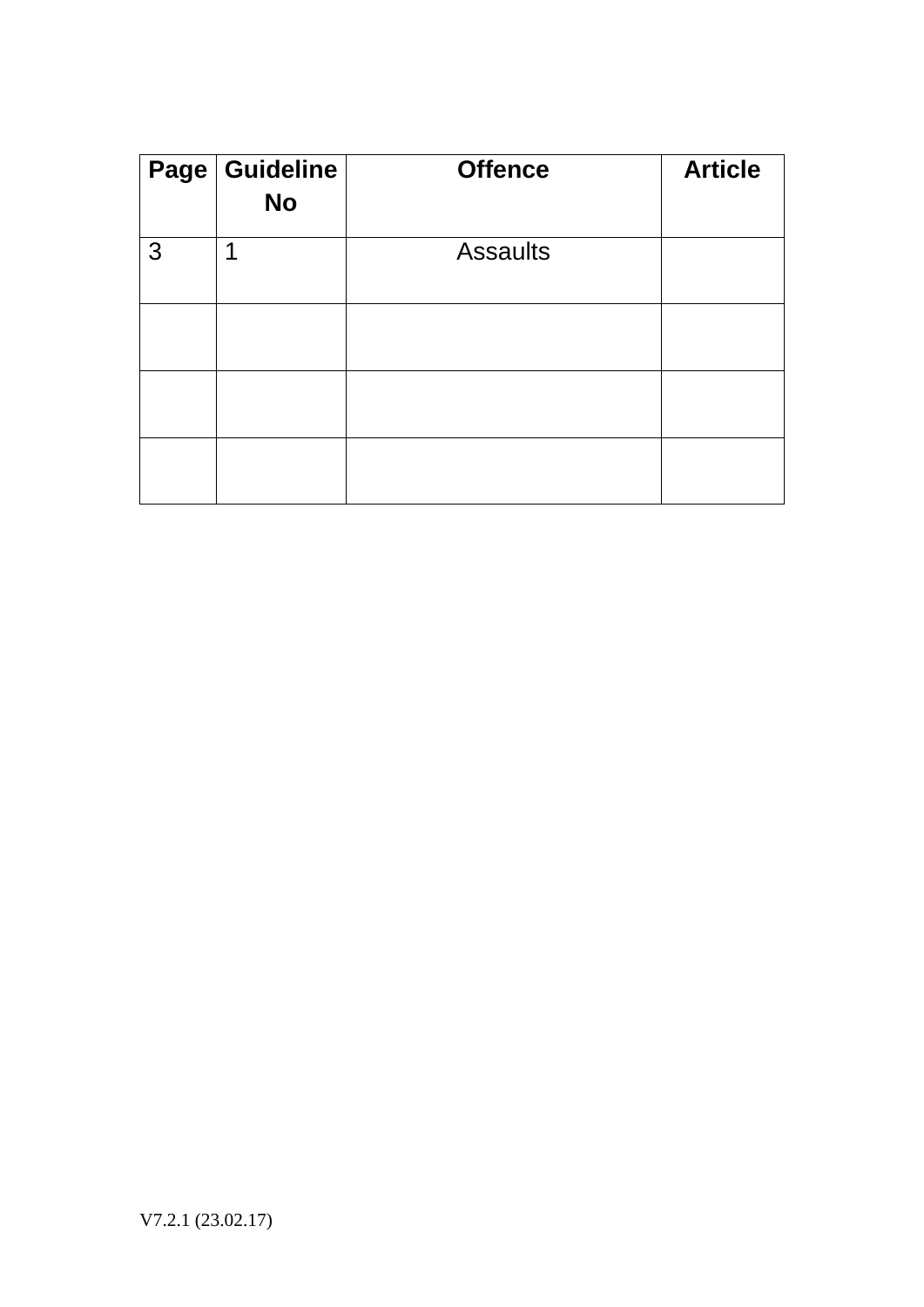| Page | Guideline No | Offence | Article |
|---|---|---|---|
| 3 | 1 | Assaults | |
| | | | |
| | | | |
| | | | |

V7.2.1 (23.02.17)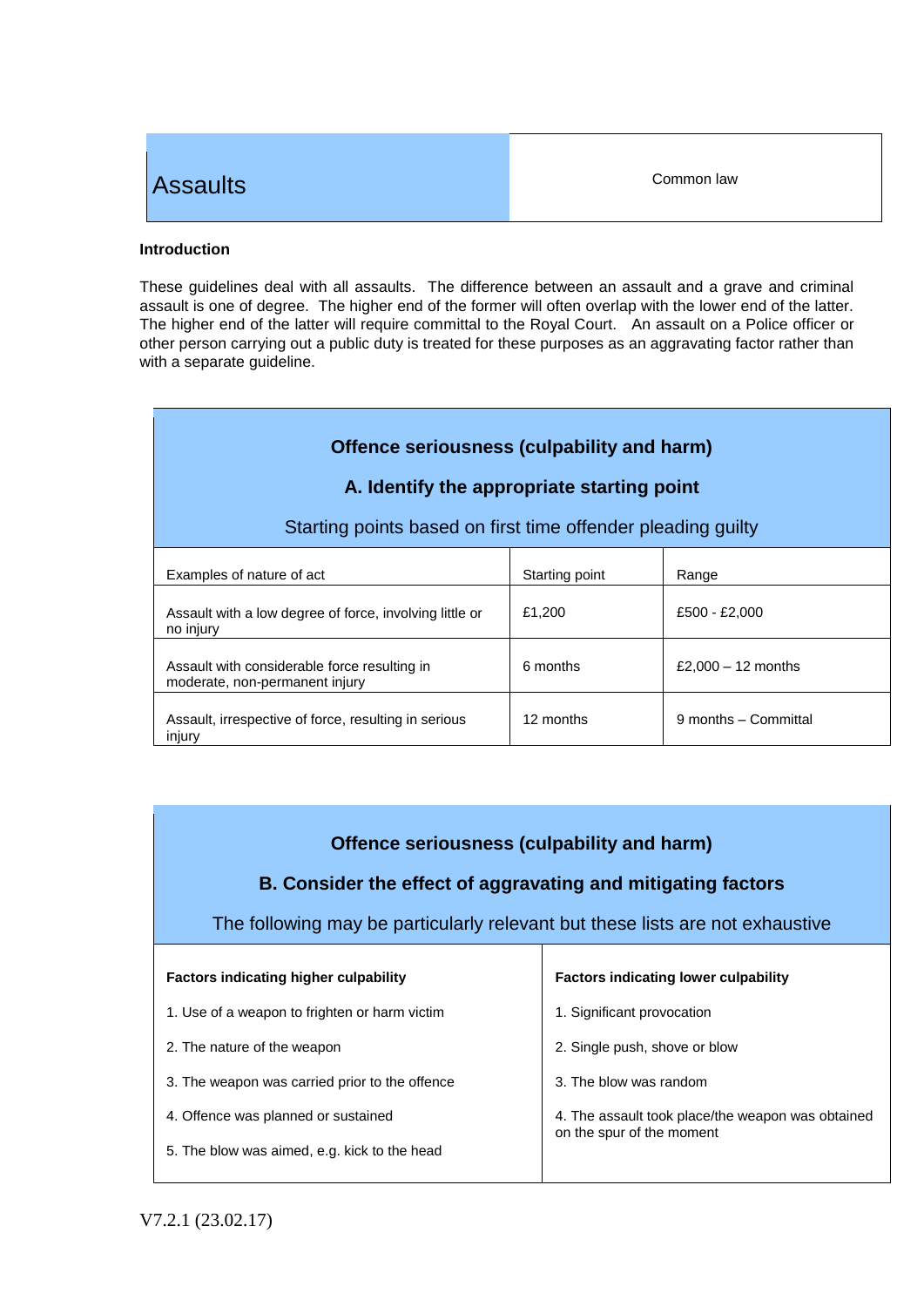| Assaults | Common law |
|---|---|

**Introduction**

These guidelines deal with all assaults. The difference between an assault and a grave and criminal assault is one of degree. The higher end of the former will often overlap with the lower end of the latter. The higher end of the latter will require committal to the Royal Court. An assault on a Police officer or other person carrying out a public duty is treated for these purposes as an aggravating factor rather than with a separate guideline.

## Offence seriousness (culpability and harm)

### A. Identify the appropriate starting point

Starting points based on first time offender pleading guilty

| Examples of nature of act | Starting point | Range |
|---|---|---|
| Assault with a low degree of force, involving little or no injury | £1,200 | £500 - £2,000 |
| Assault with considerable force resulting in moderate, non-permanent injury | 6 months | £2,000 – 12 months |
| Assault, irrespective of force, resulting in serious injury | 12 months | 9 months – Committal |

## Offence seriousness (culpability and harm)

### B. Consider the effect of aggravating and mitigating factors

The following may be particularly relevant but these lists are not exhaustive

| Factors indicating higher culpability | Factors indicating lower culpability |
|---|---|
| 1. Use of a weapon to frighten or harm victim | 1. Significant provocation |
| 2. The nature of the weapon | 2. Single push, shove or blow |
| 3. The weapon was carried prior to the offence | 3. The blow was random |
| 4. Offence was planned or sustained | 4. The assault took place/the weapon was obtained on the spur of the moment |
| 5. The blow was aimed, e.g. kick to the head | |

V7.2.1 (23.02.17)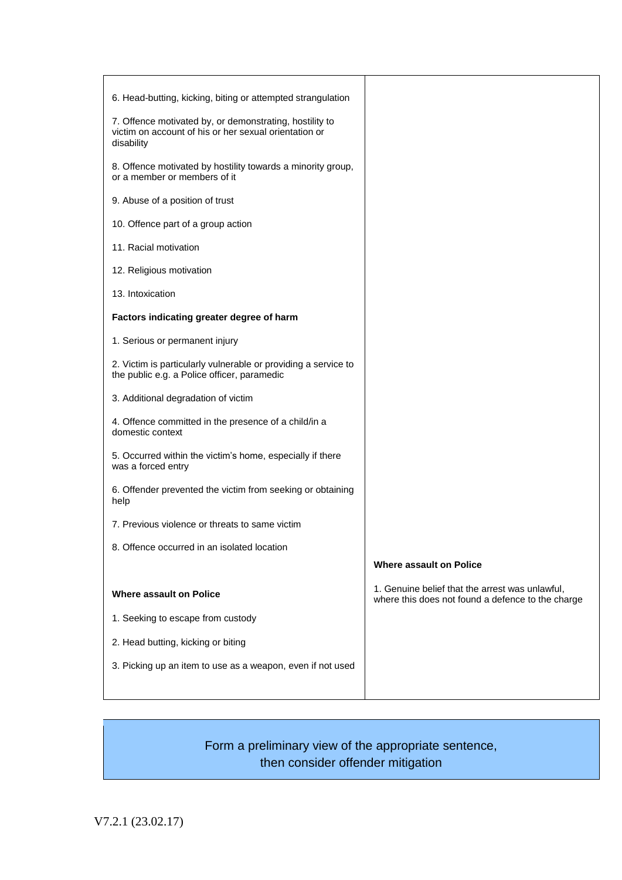| | |
|---|---|
| 6. Head-butting, kicking, biting or attempted strangulation<br><br>7. Offence motivated by, or demonstrating, hostility to victim on account of his or her sexual orientation or disability<br><br>8. Offence motivated by hostility towards a minority group, or a member or members of it<br><br>9. Abuse of a position of trust<br><br>10. Offence part of a group action<br><br>11. Racial motivation<br><br>12. Religious motivation<br><br>13. Intoxication<br><br>**Factors indicating greater degree of harm**<br><br>1. Serious or permanent injury<br><br>2. Victim is particularly vulnerable or providing a service to the public e.g. a Police officer, paramedic<br><br>3. Additional degradation of victim<br><br>4. Offence committed in the presence of a child/in a domestic context<br><br>5. Occurred within the victim's home, especially if there was a forced entry<br><br>6. Offender prevented the victim from seeking or obtaining help<br><br>7. Previous violence or threats to same victim<br><br>8. Offence occurred in an isolated location<br><br>**Where assault on Police**<br><br>1. Seeking to escape from custody<br><br>2. Head butting, kicking or biting<br><br>3. Picking up an item to use as a weapon, even if not used | **Where assault on Police**<br><br>1. Genuine belief that the arrest was unlawful, where this does not found a defence to the charge |

Form a preliminary view of the appropriate sentence, then consider offender mitigation

V7.2.1 (23.02.17)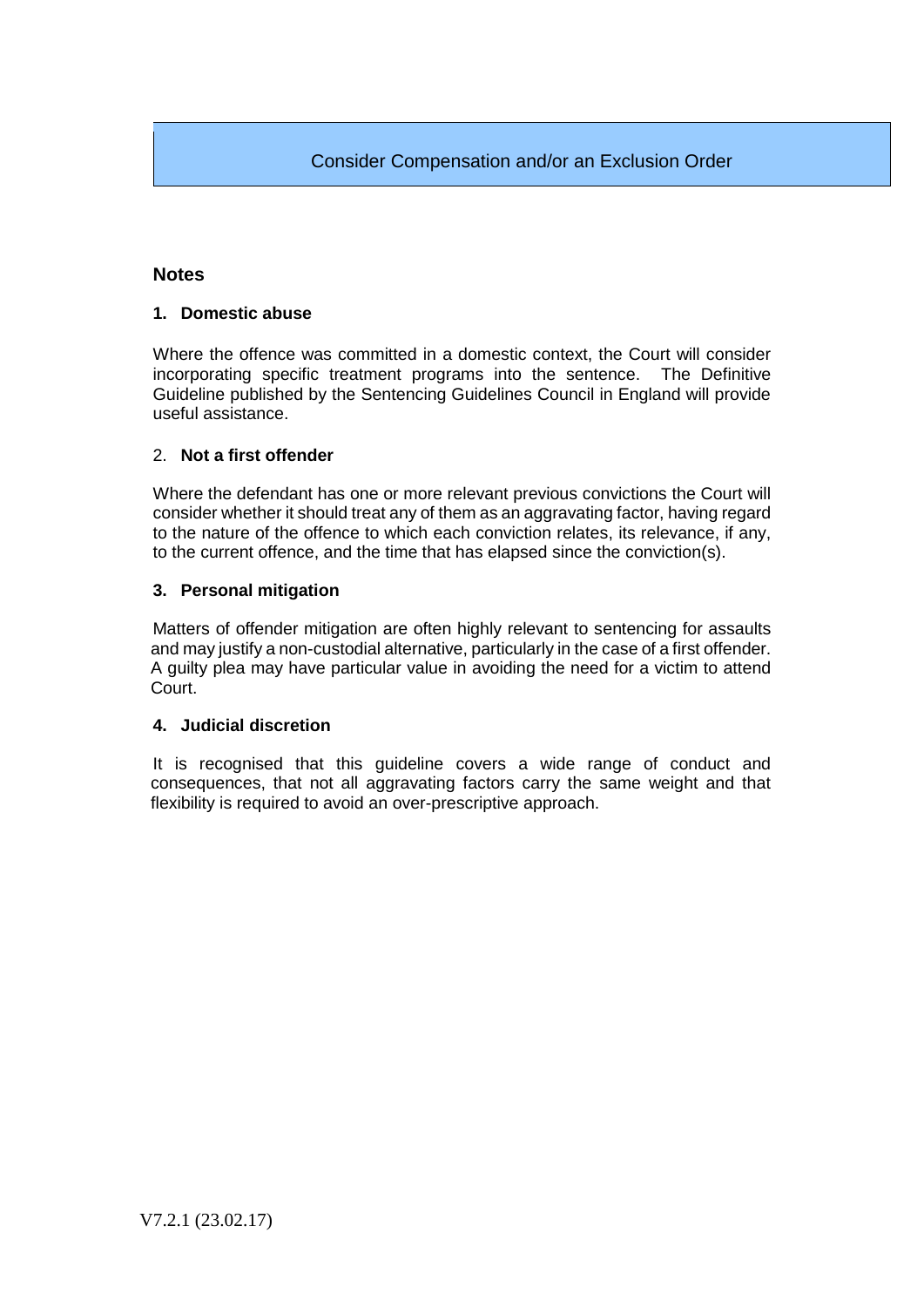Consider Compensation and/or an Exclusion Order

## Notes

### 1. Domestic abuse

Where the offence was committed in a domestic context, the Court will consider incorporating specific treatment programs into the sentence. The Definitive Guideline published by the Sentencing Guidelines Council in England will provide useful assistance.

### 2. Not a first offender

Where the defendant has one or more relevant previous convictions the Court will consider whether it should treat any of them as an aggravating factor, having regard to the nature of the offence to which each conviction relates, its relevance, if any, to the current offence, and the time that has elapsed since the conviction(s).

### 3. Personal mitigation

Matters of offender mitigation are often highly relevant to sentencing for assaults and may justify a non-custodial alternative, particularly in the case of a first offender. A guilty plea may have particular value in avoiding the need for a victim to attend Court.

### 4. Judicial discretion

It is recognised that this guideline covers a wide range of conduct and consequences, that not all aggravating factors carry the same weight and that flexibility is required to avoid an over-prescriptive approach.

V7.2.1 (23.02.17)